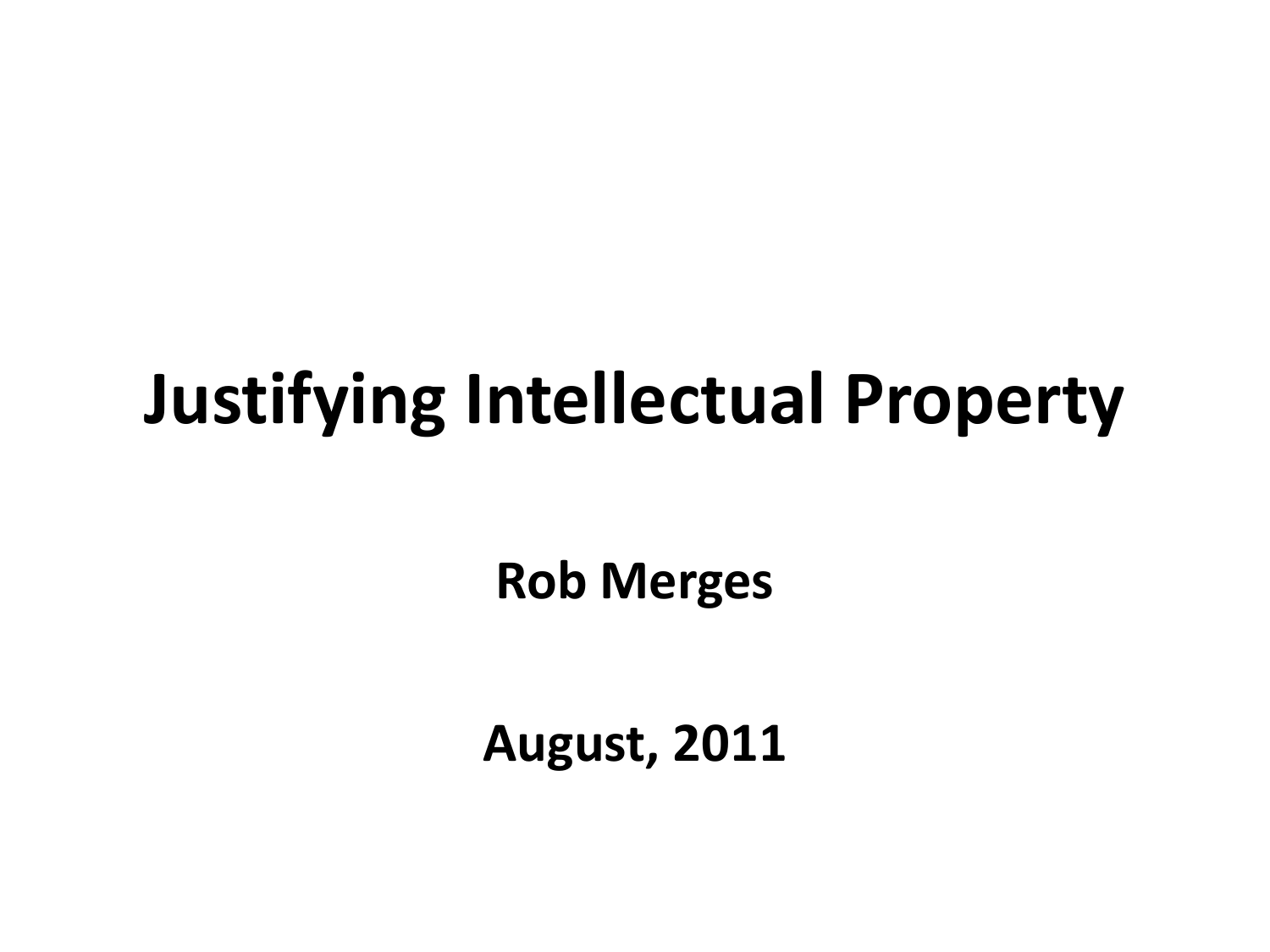# Justifying Intellectual Property

**Rob Merges**

**August, 2011**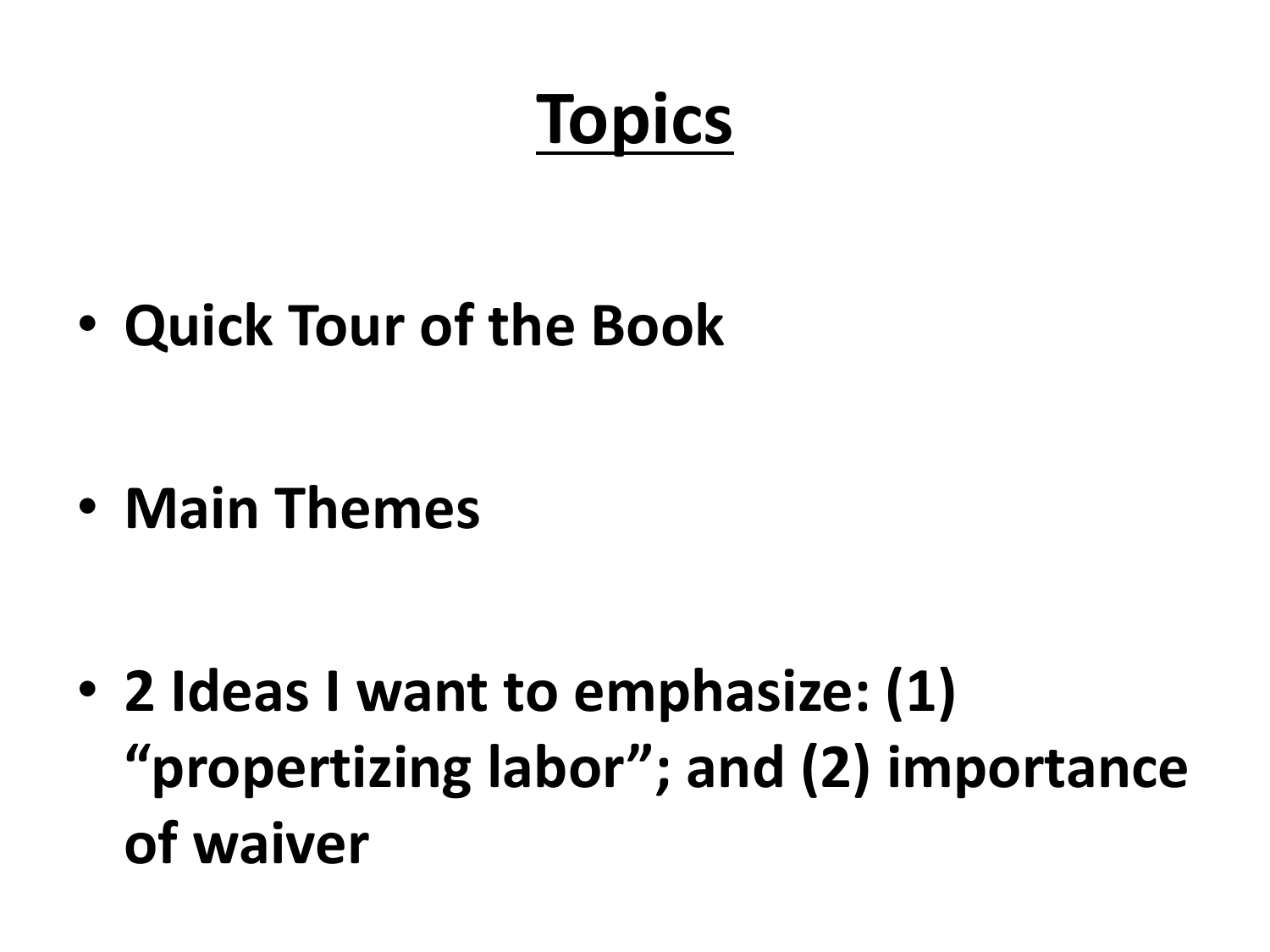# Topics

- **Quick Tour of the Book**
- **Main Themes**
- **2 Ideas I want to emphasize: (1) "propertizing labor"; and (2) importance of waiver**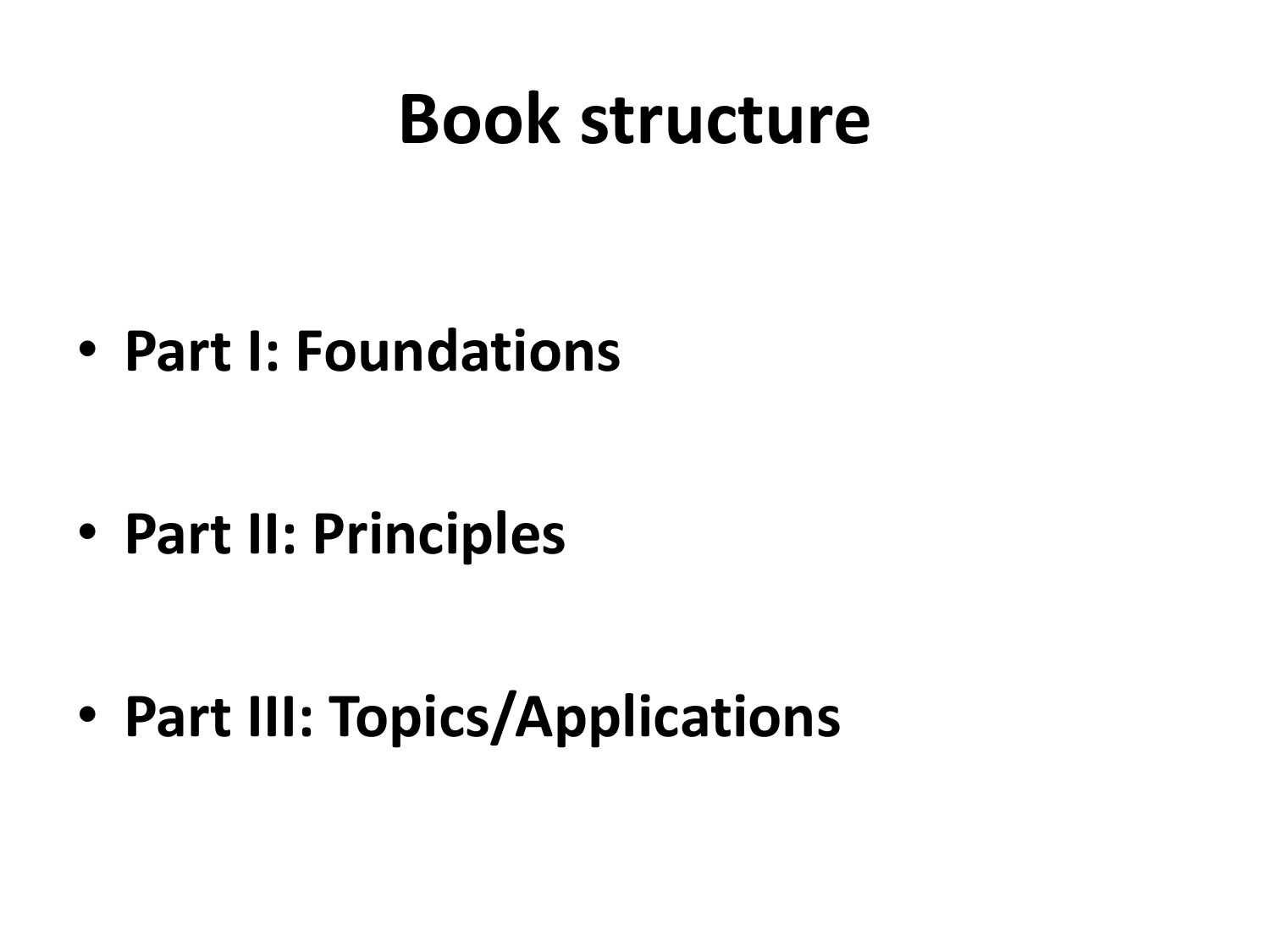# Book structure

- **Part I: Foundations**
- **Part II: Principles**
- **Part III: Topics/Applications**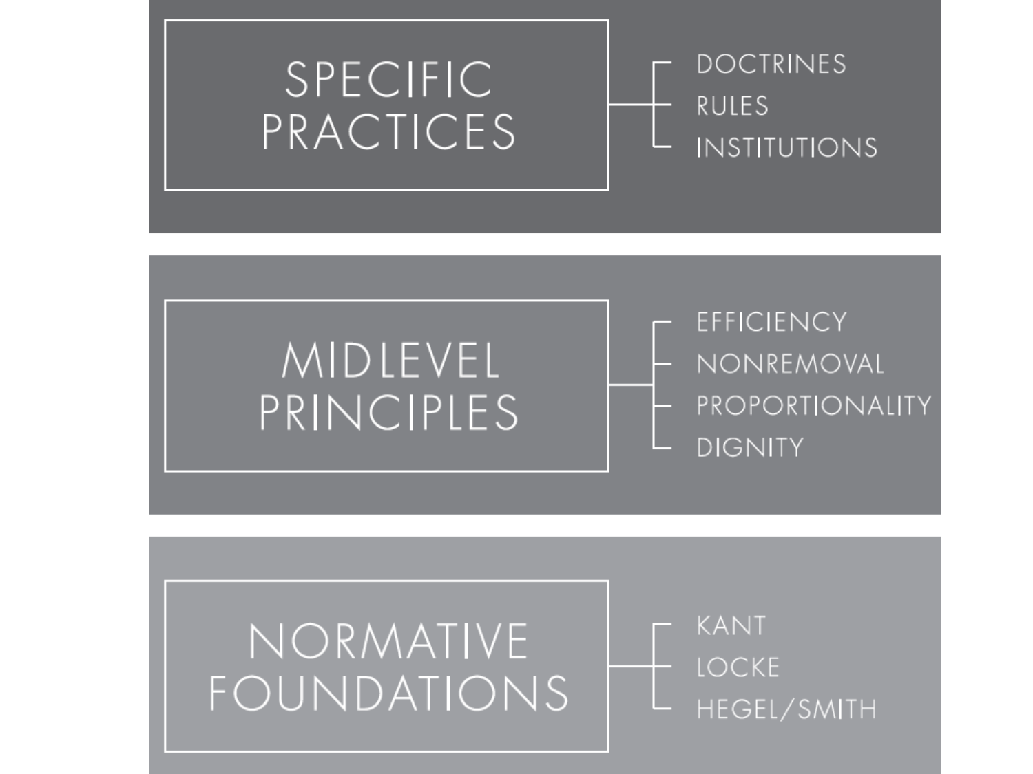**SPECIFIC PRACTICES**

- DOCTRINES
- RULES
- INSTITUTIONS

**MIDLEVEL PRINCIPLES**

- EFFICIENCY
- NONREMOVAL
- PROPORTIONALITY
- DIGNITY

**NORMATIVE FOUNDATIONS**

- KANT
- LOCKE
- HEGEL/SMITH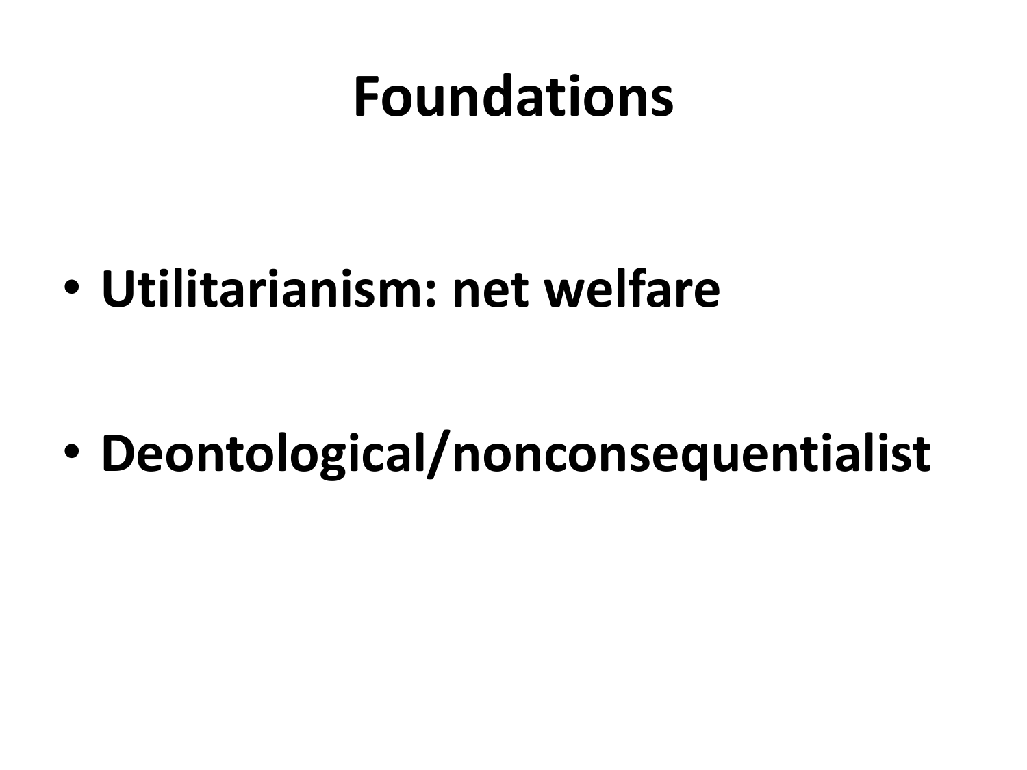# Foundations

- **Utilitarianism: net welfare**

- **Deontological/nonconsequentialist**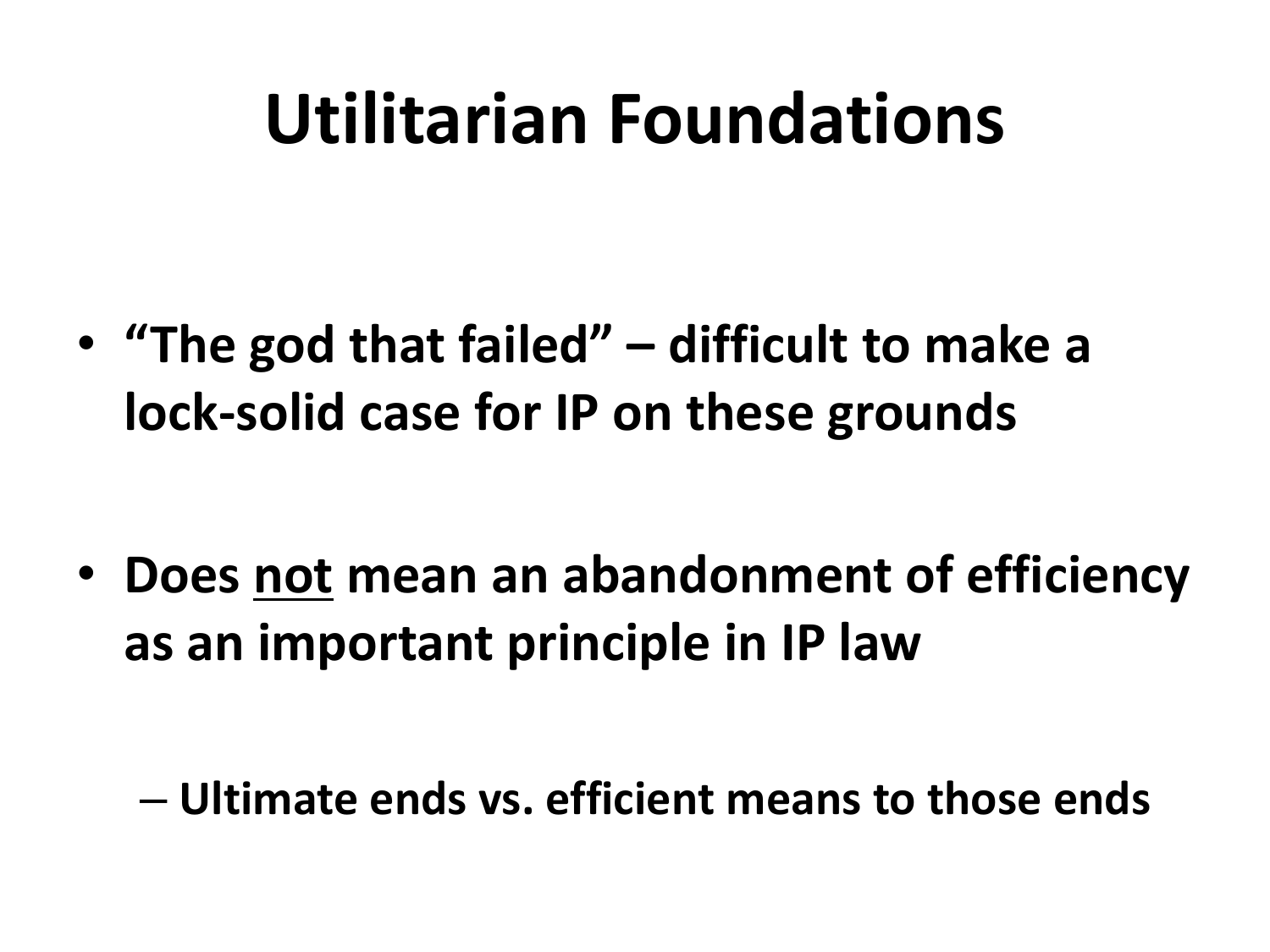# Utilitarian Foundations

- **"The god that failed" – difficult to make a lock-solid case for IP on these grounds**

- **Does <u>not</u> mean an abandonment of efficiency as an important principle in IP law**
  - **Ultimate ends vs. efficient means to those ends**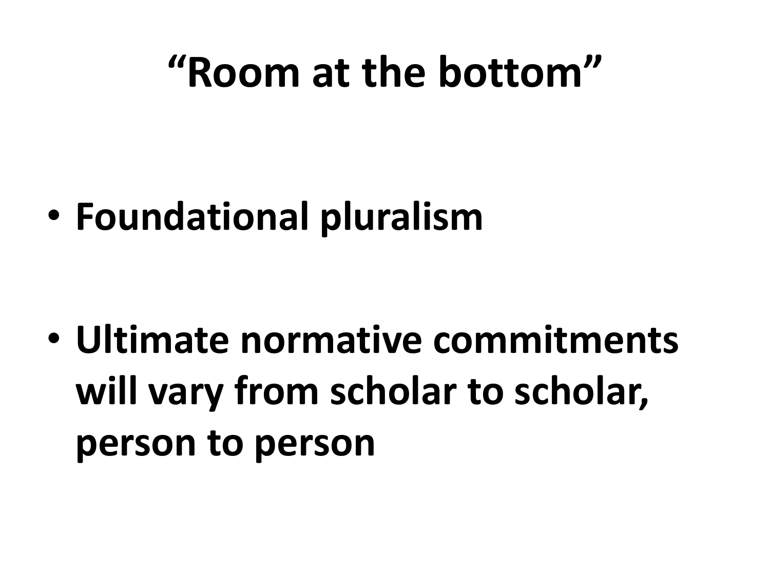# “Room at the bottom”

- **Foundational pluralism**
- **Ultimate normative commitments will vary from scholar to scholar, person to person**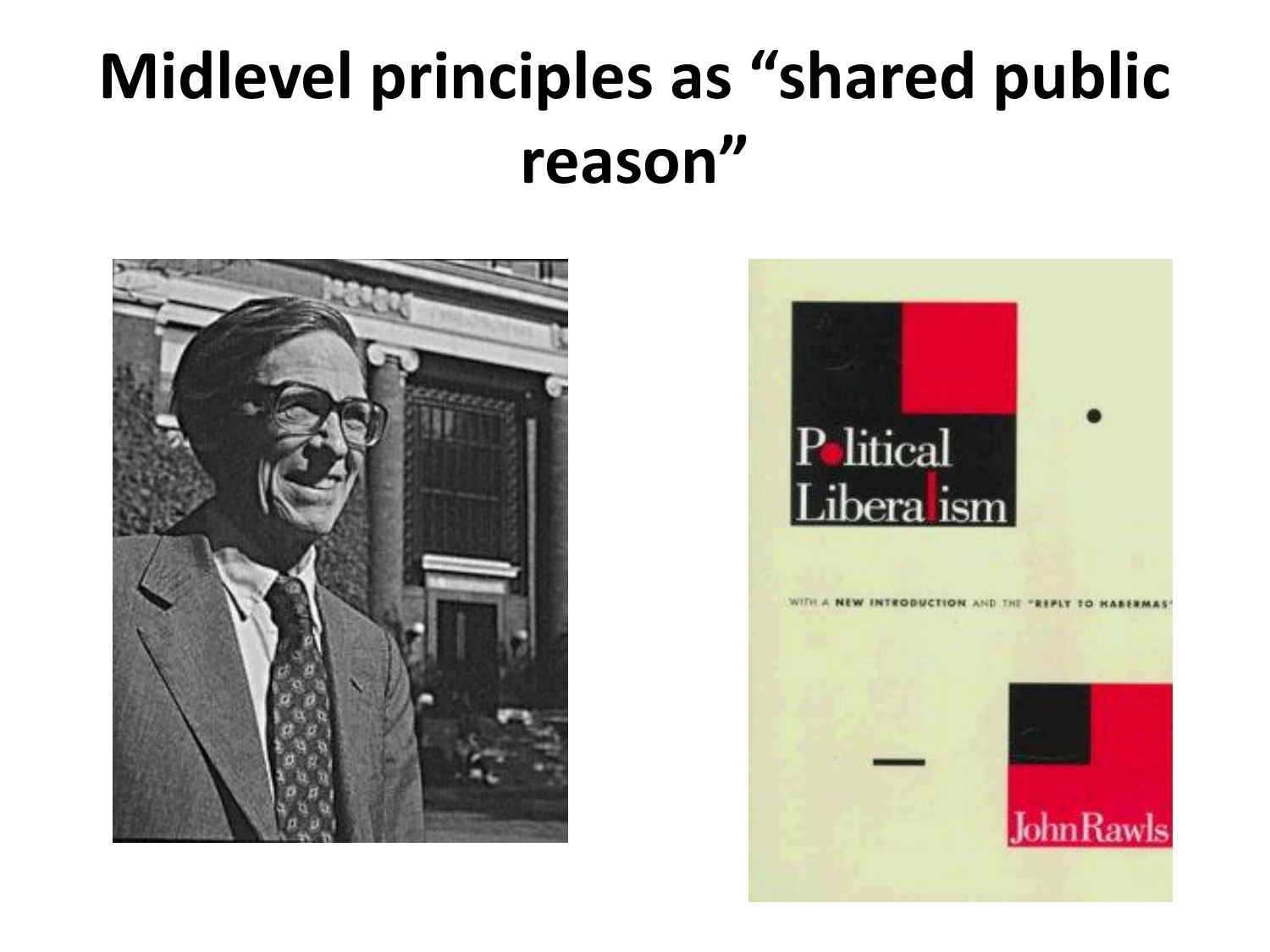# Midlevel principles as "shared public reason"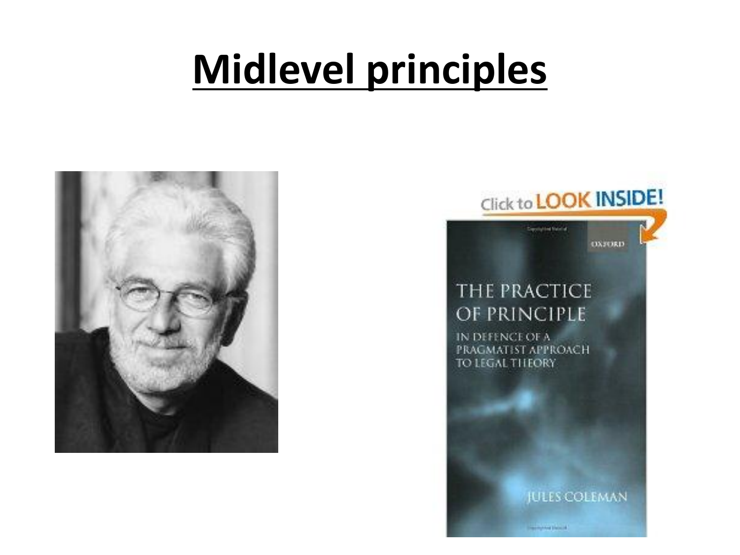# Midlevel principles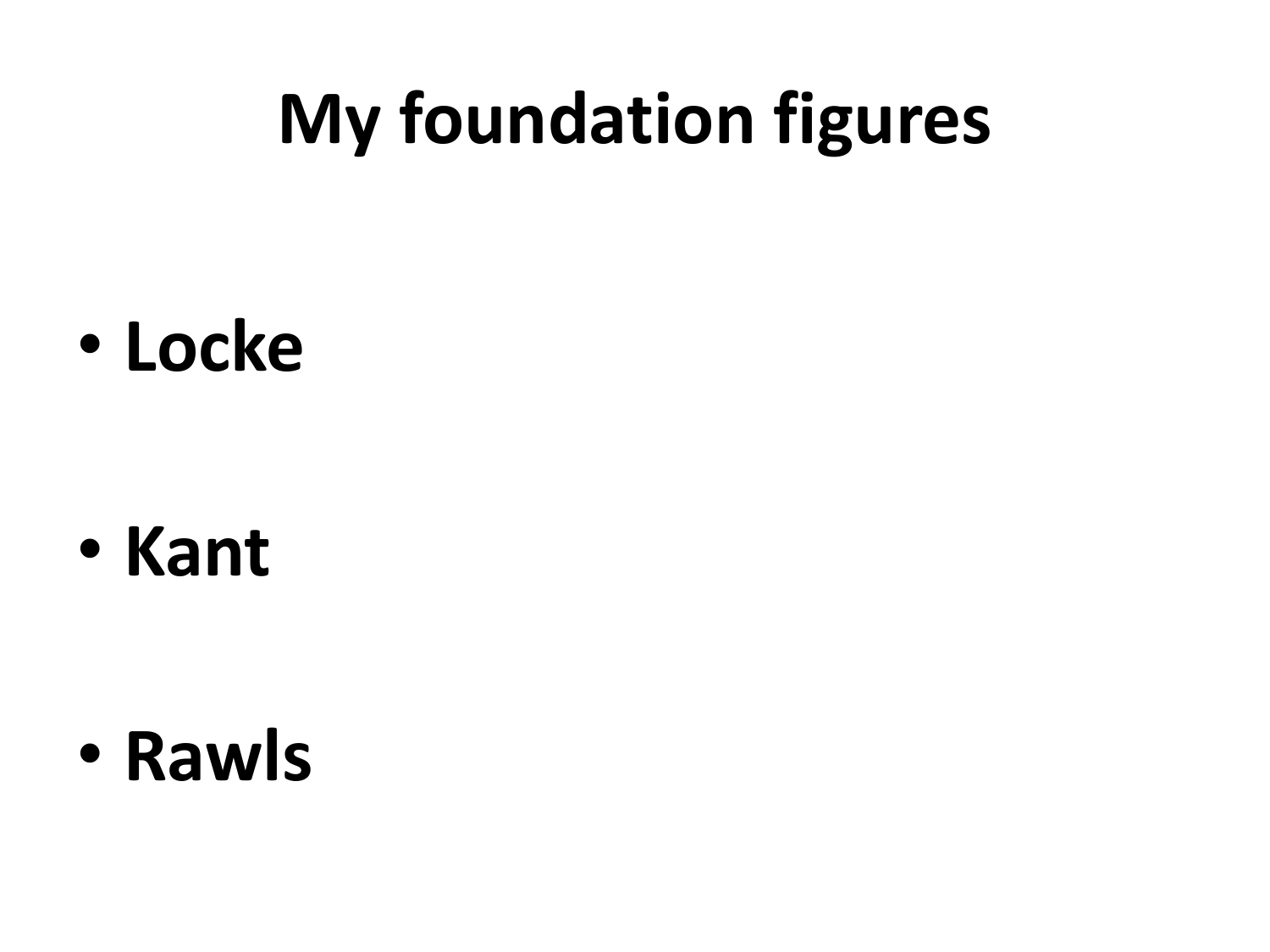# My foundation figures

- **Locke**
- **Kant**
- **Rawls**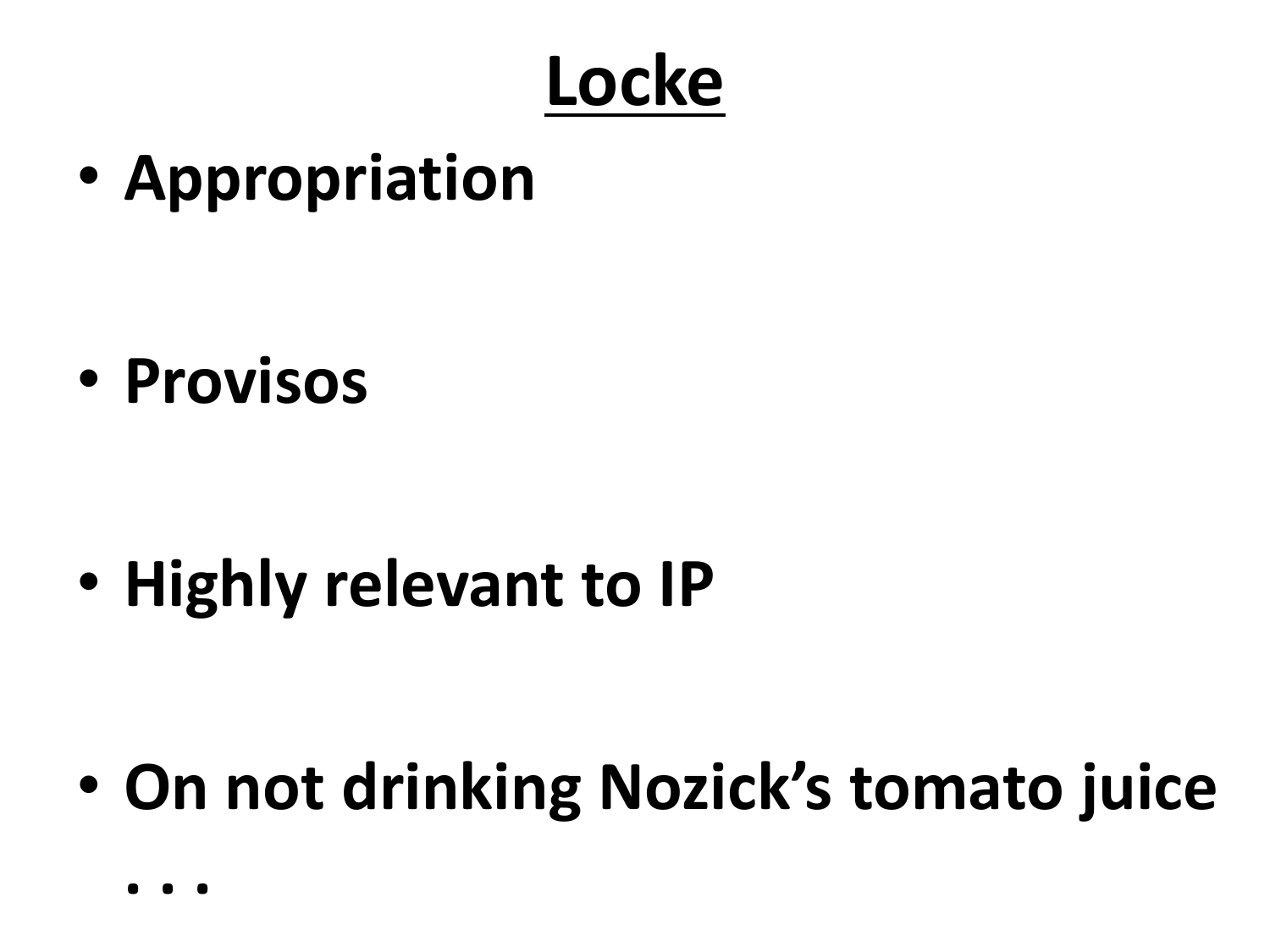# Locke

- **Appropriation**
- **Provisos**
- **Highly relevant to IP**
- **On not drinking Nozick's tomato juice . . .**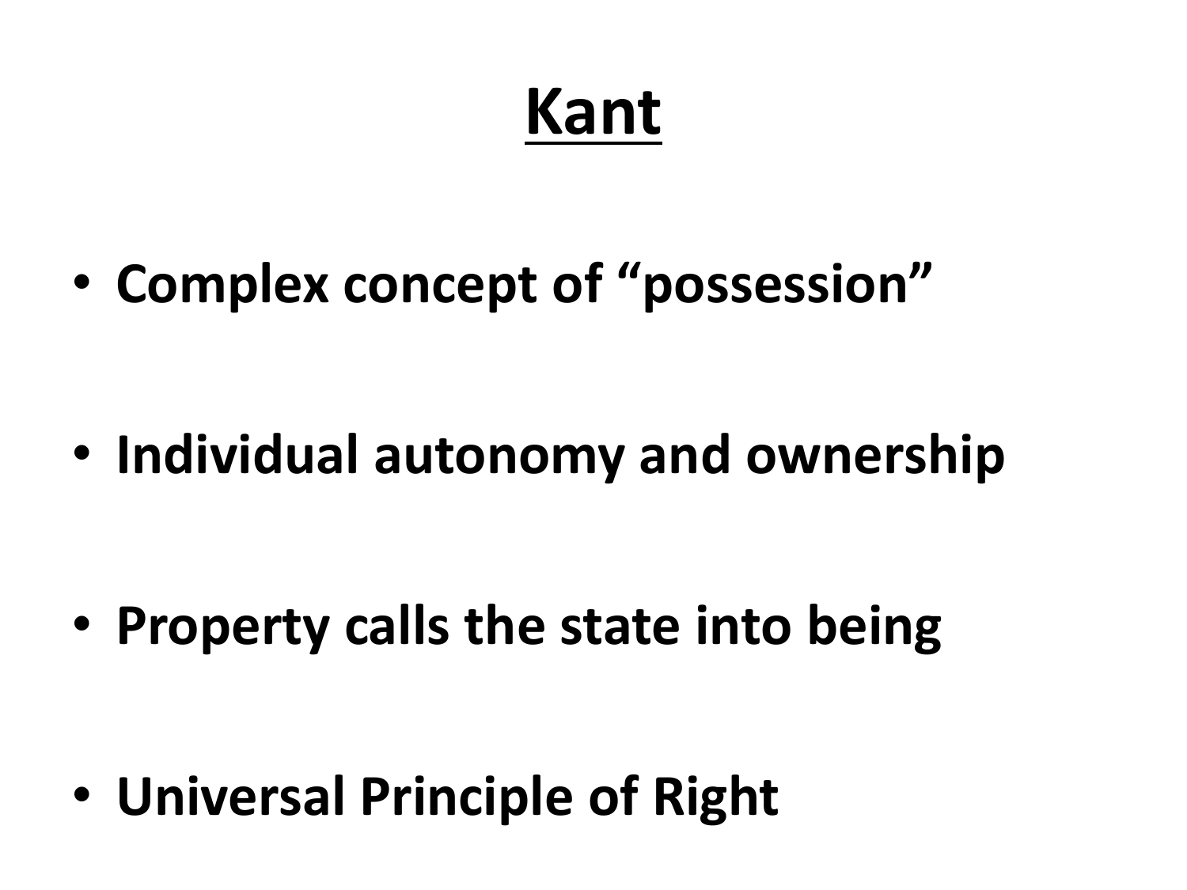# Kant

- **Complex concept of "possession"**

- **Individual autonomy and ownership**

- **Property calls the state into being**

- **Universal Principle of Right**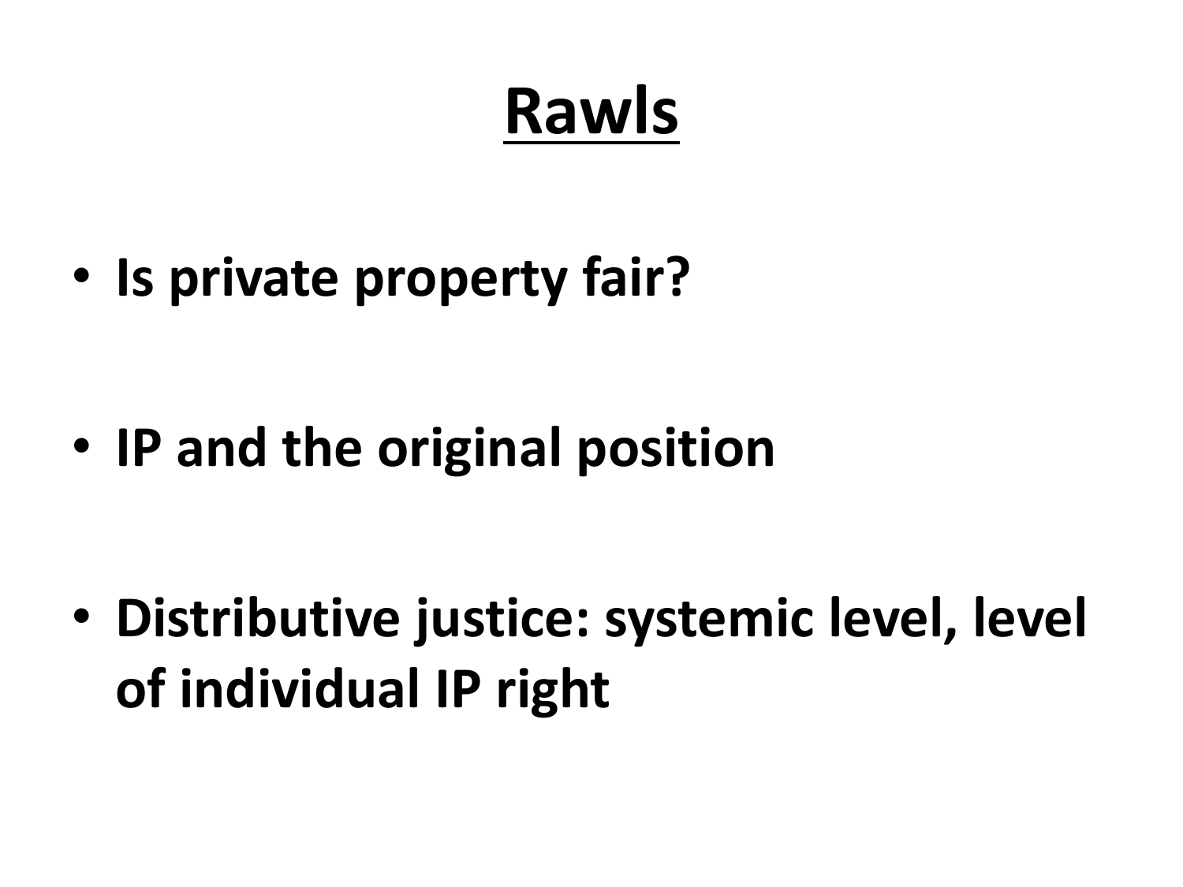# Rawls

- **Is private property fair?**
- **IP and the original position**
- **Distributive justice: systemic level, level of individual IP right**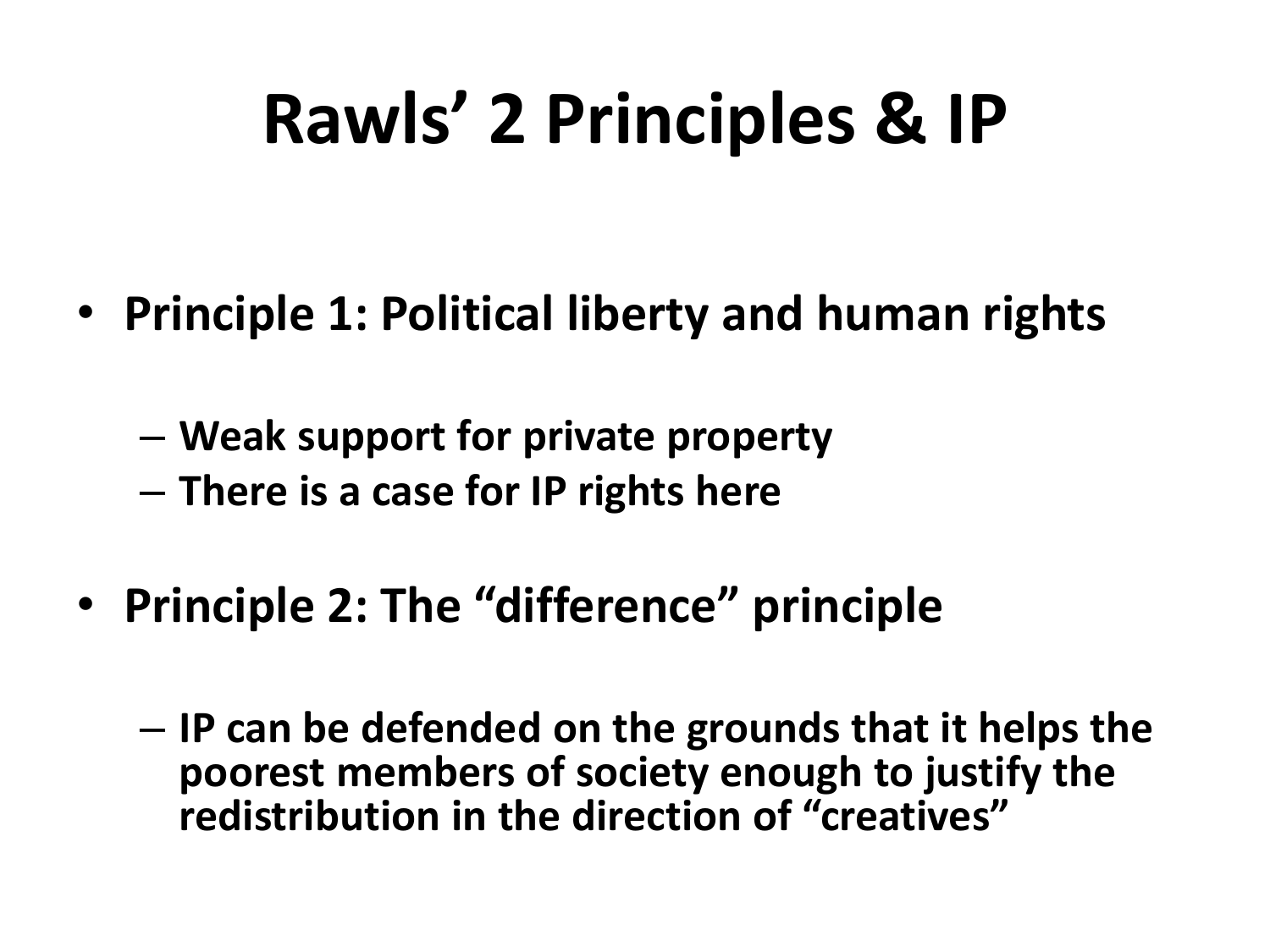# Rawls' 2 Principles & IP

- **Principle 1: Political liberty and human rights**
  - **Weak support for private property**
  - **There is a case for IP rights here**
- **Principle 2: The "difference" principle**
  - **IP can be defended on the grounds that it helps the poorest members of society enough to justify the redistribution in the direction of "creatives"**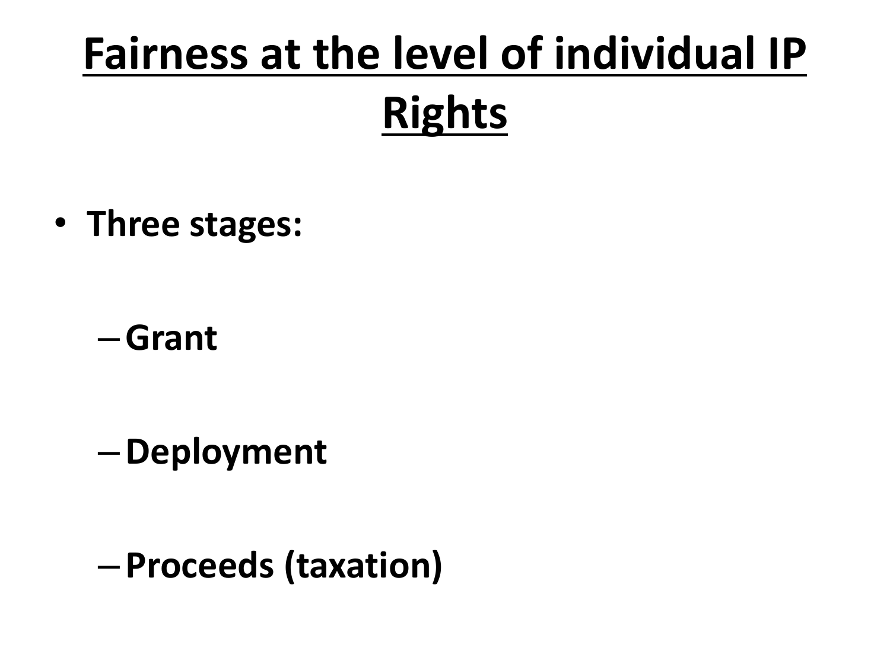# Fairness at the level of individual IP Rights

- **Three stages:**
  - **Grant**
  - **Deployment**
  - **Proceeds (taxation)**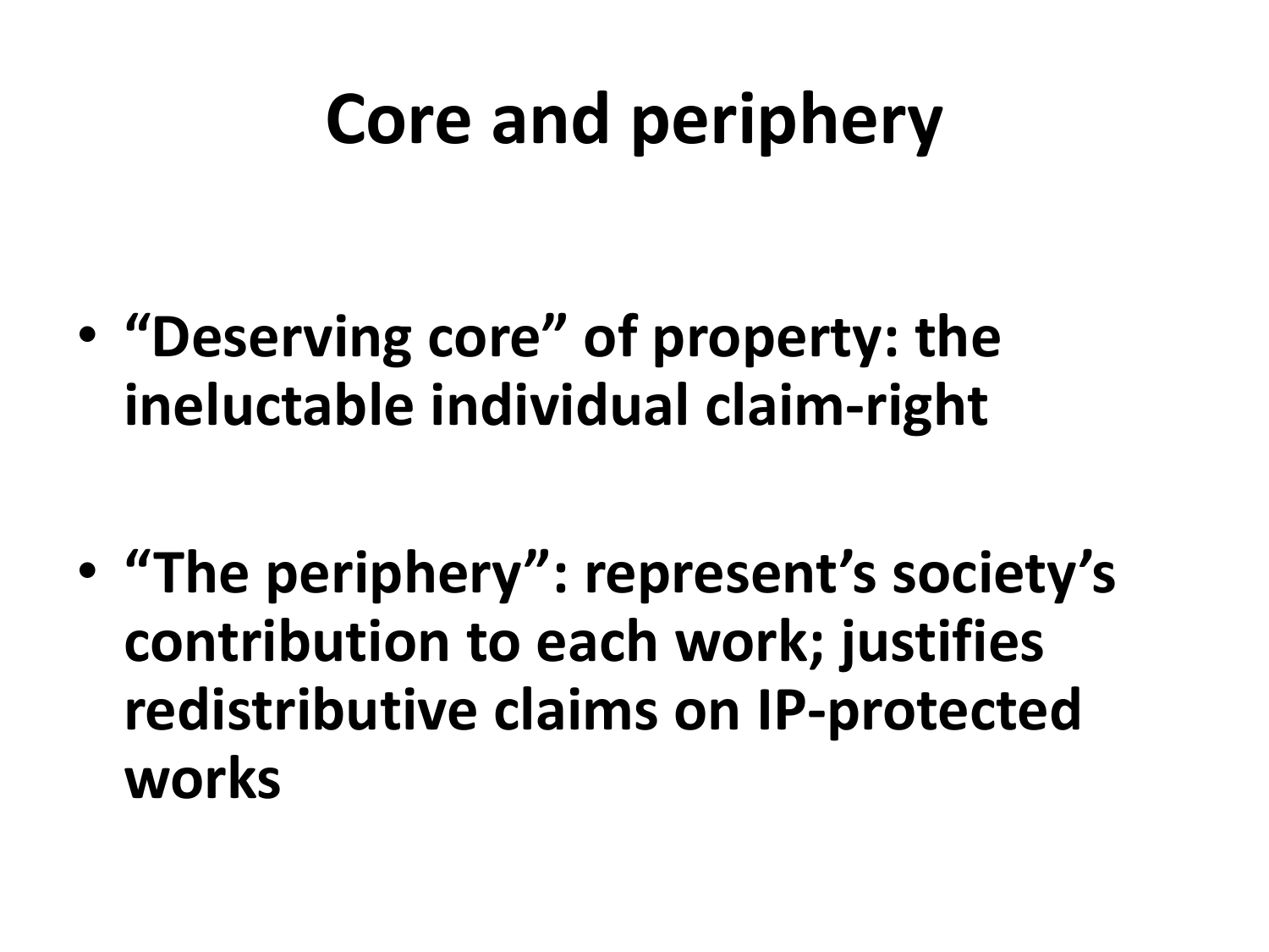# Core and periphery

- **“Deserving core” of property: the ineluctable individual claim-right**

- **“The periphery”: represent’s society’s contribution to each work; justifies redistributive claims on IP-protected works**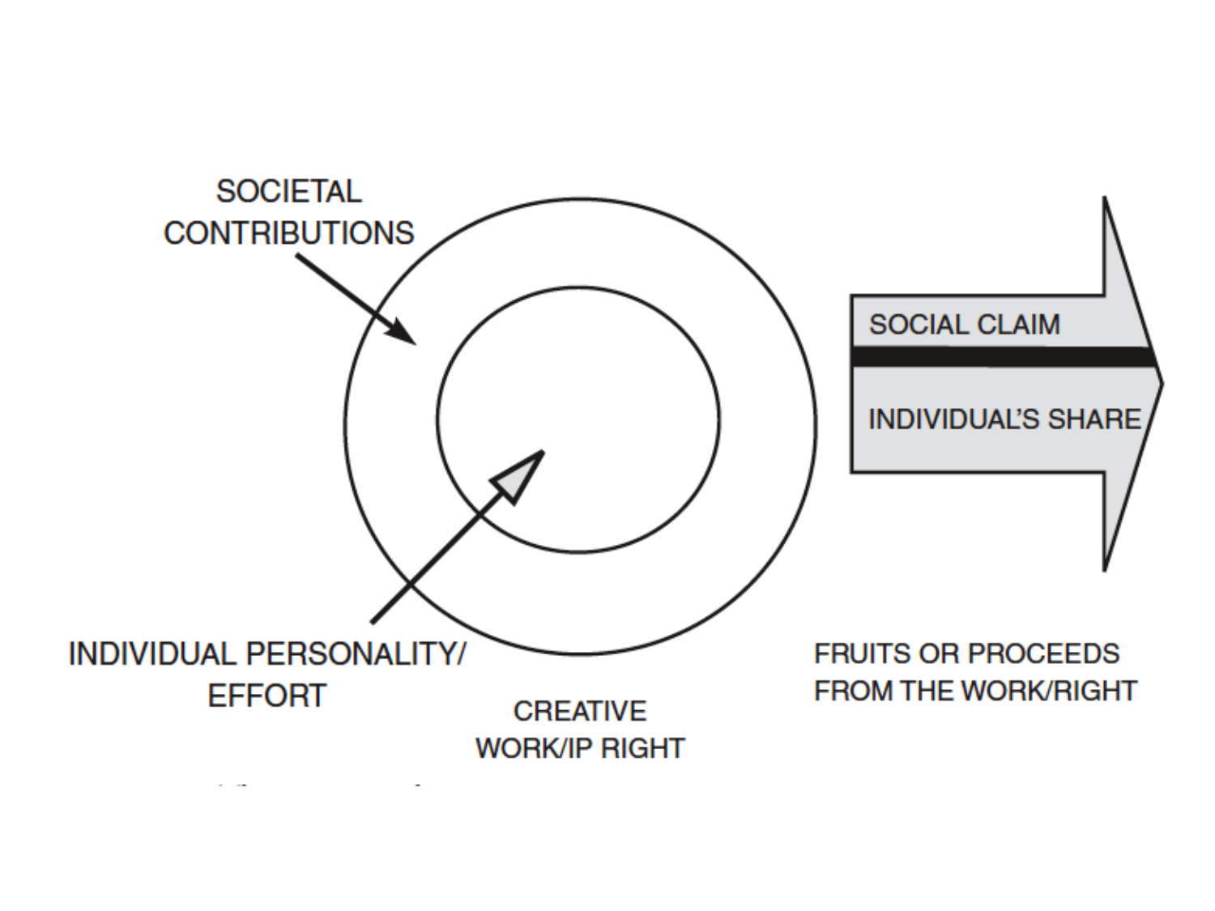SOCIETAL CONTRIBUTIONS

INDIVIDUAL PERSONALITY/ EFFORT

CREATIVE WORK/IP RIGHT

SOCIAL CLAIM

INDIVIDUAL'S SHARE

FRUITS OR PROCEEDS FROM THE WORK/RIGHT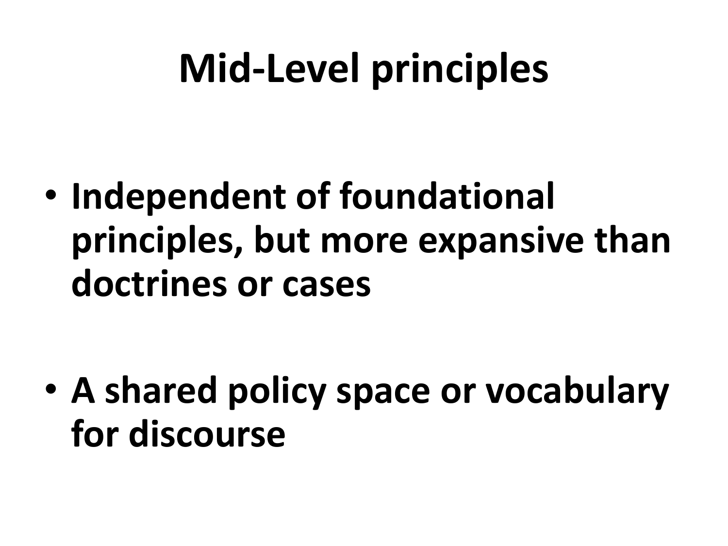# Mid-Level principles

- **Independent of foundational principles, but more expansive than doctrines or cases**

- **A shared policy space or vocabulary for discourse**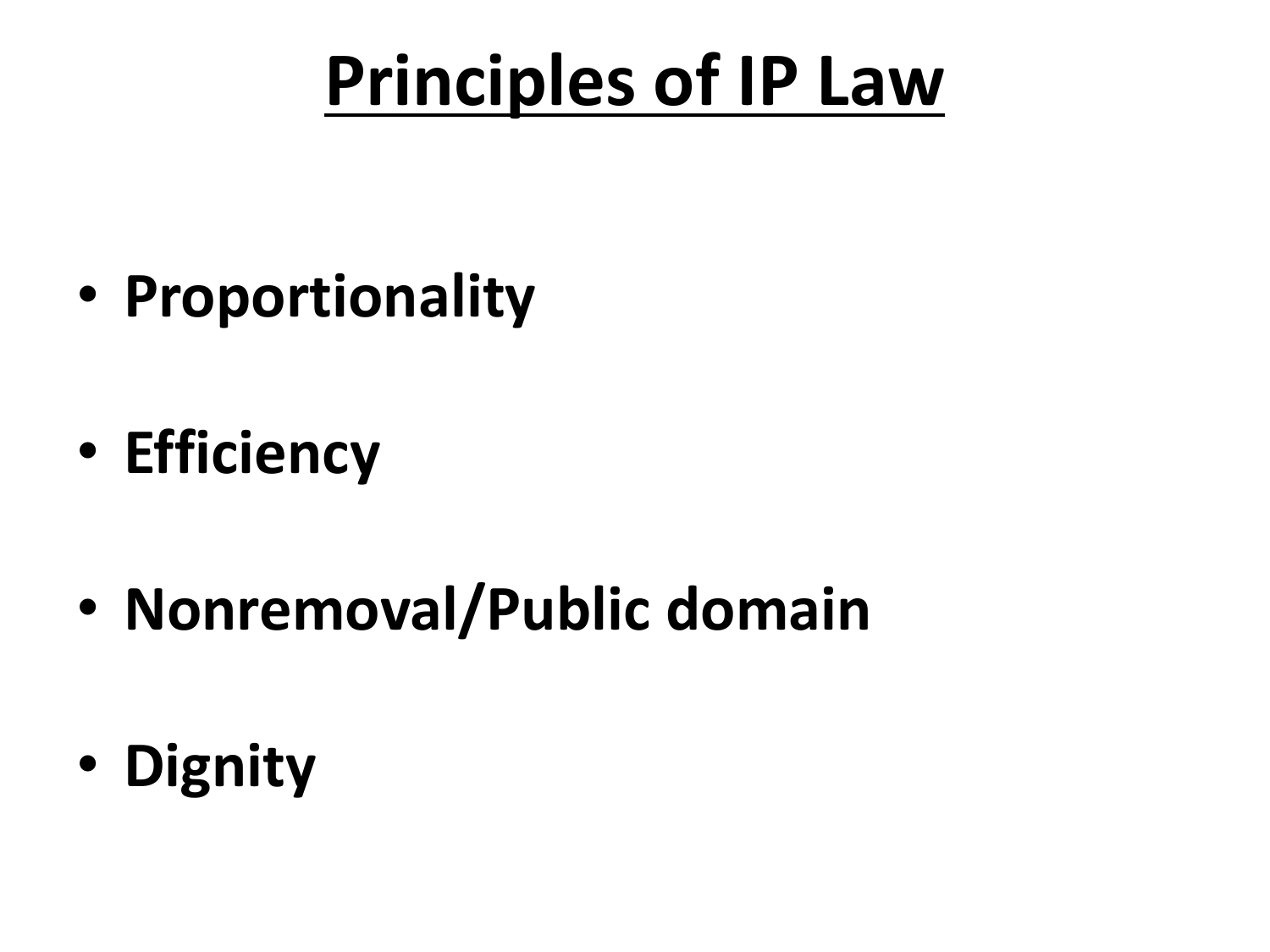# Principles of IP Law

- **Proportionality**
- **Efficiency**
- **Nonremoval/Public domain**
- **Dignity**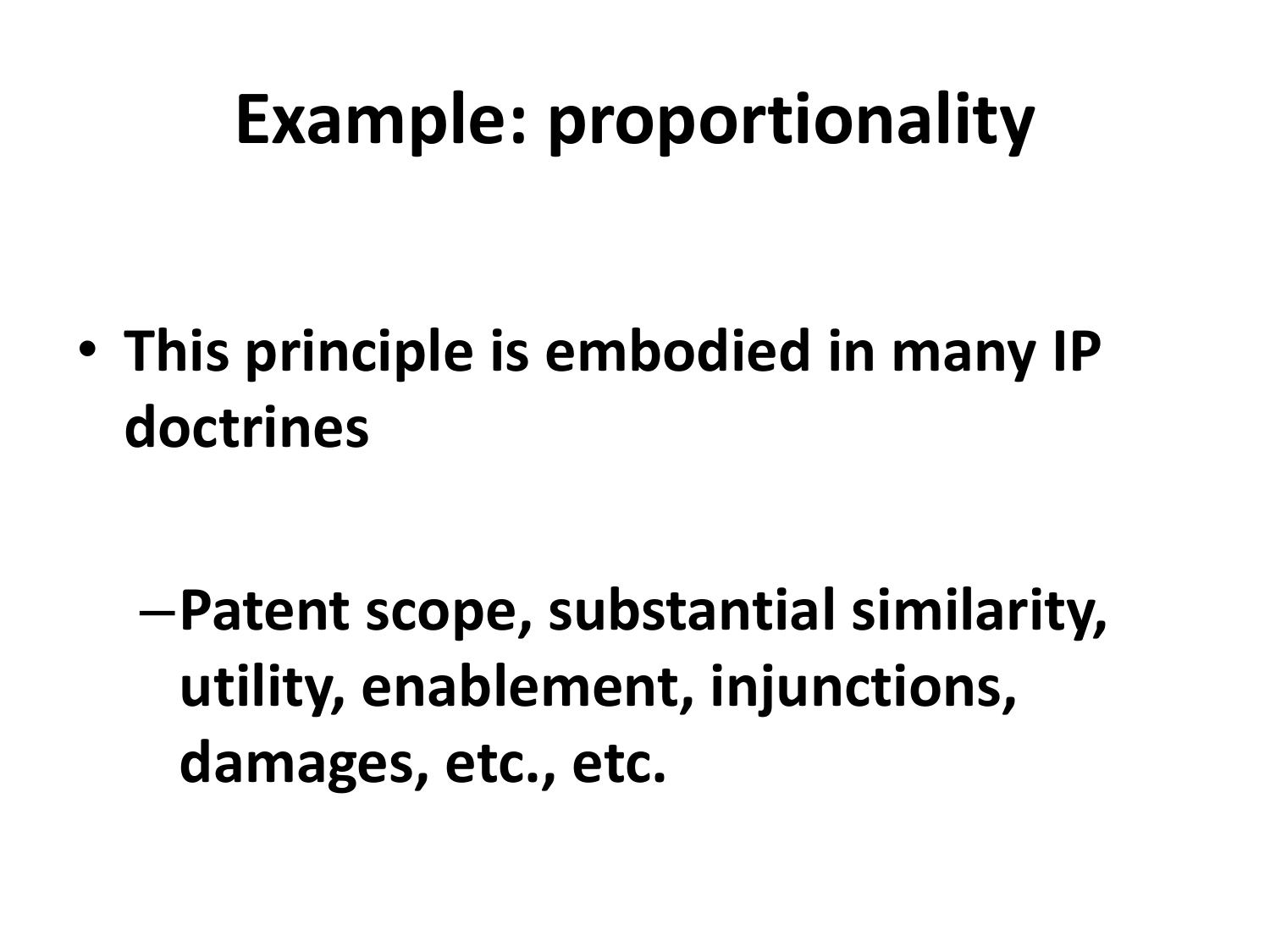# Example: proportionality

- This principle is embodied in many IP doctrines
  - Patent scope, substantial similarity, utility, enablement, injunctions, damages, etc., etc.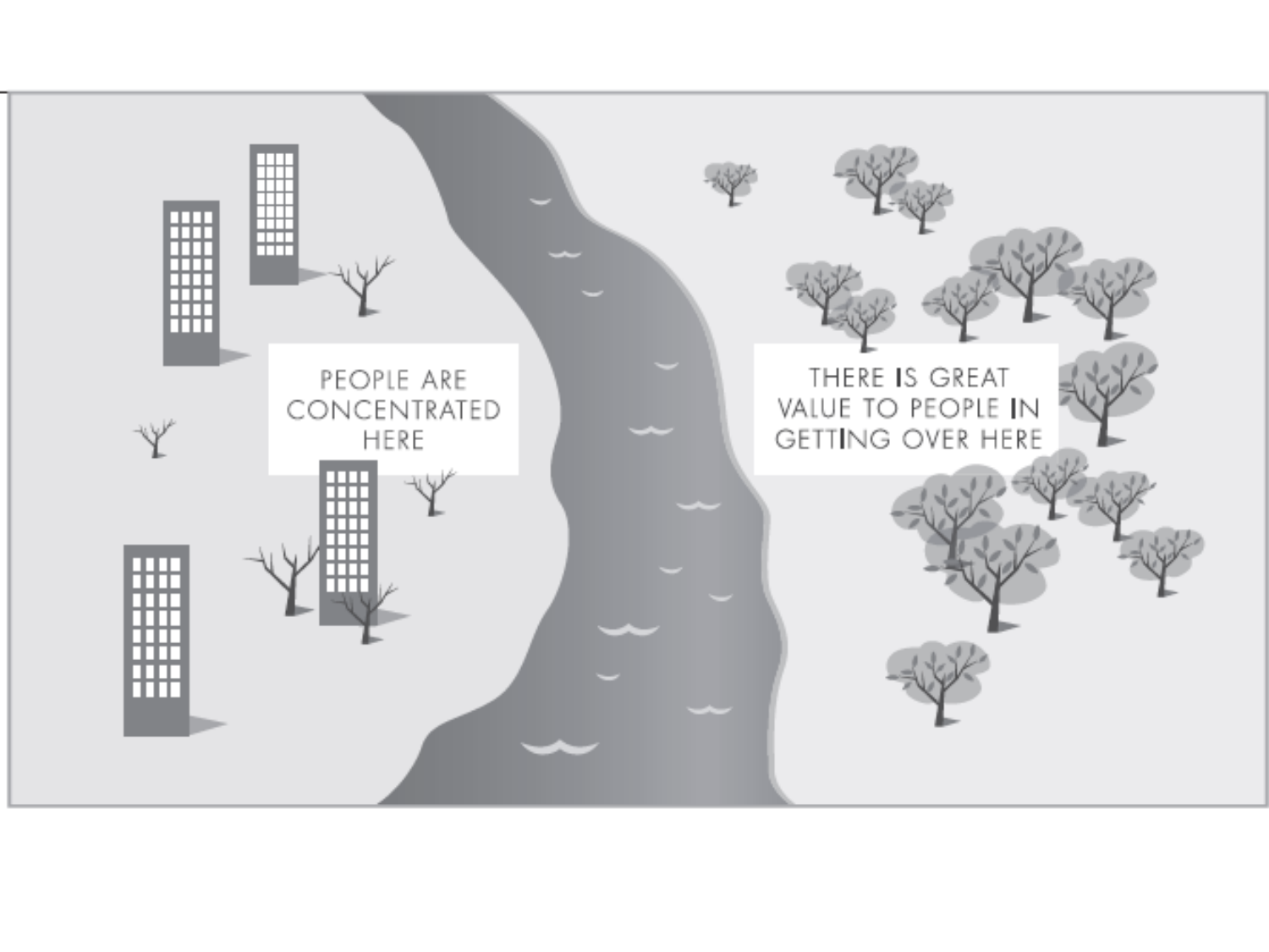PEOPLE ARE CONCENTRATED HERE

THERE IS GREAT VALUE TO PEOPLE IN GETTING OVER HERE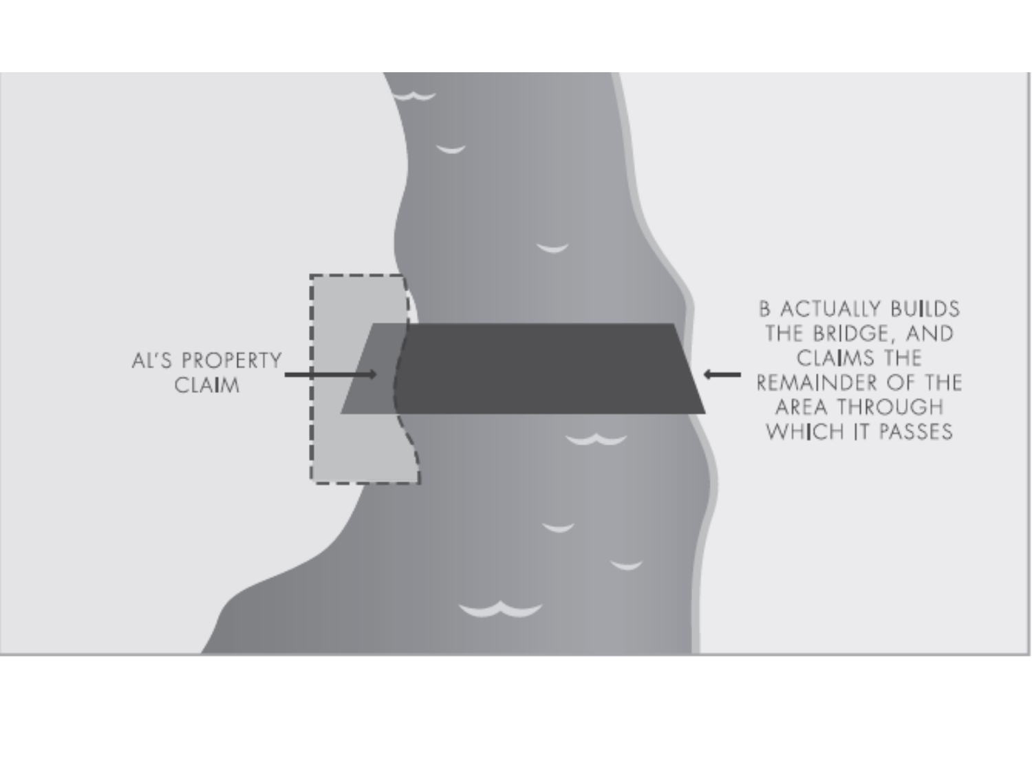AL'S PROPERTY CLAIM

B ACTUALLY BUILDS THE BRIDGE, AND CLAIMS THE REMAINDER OF THE AREA THROUGH WHICH IT PASSES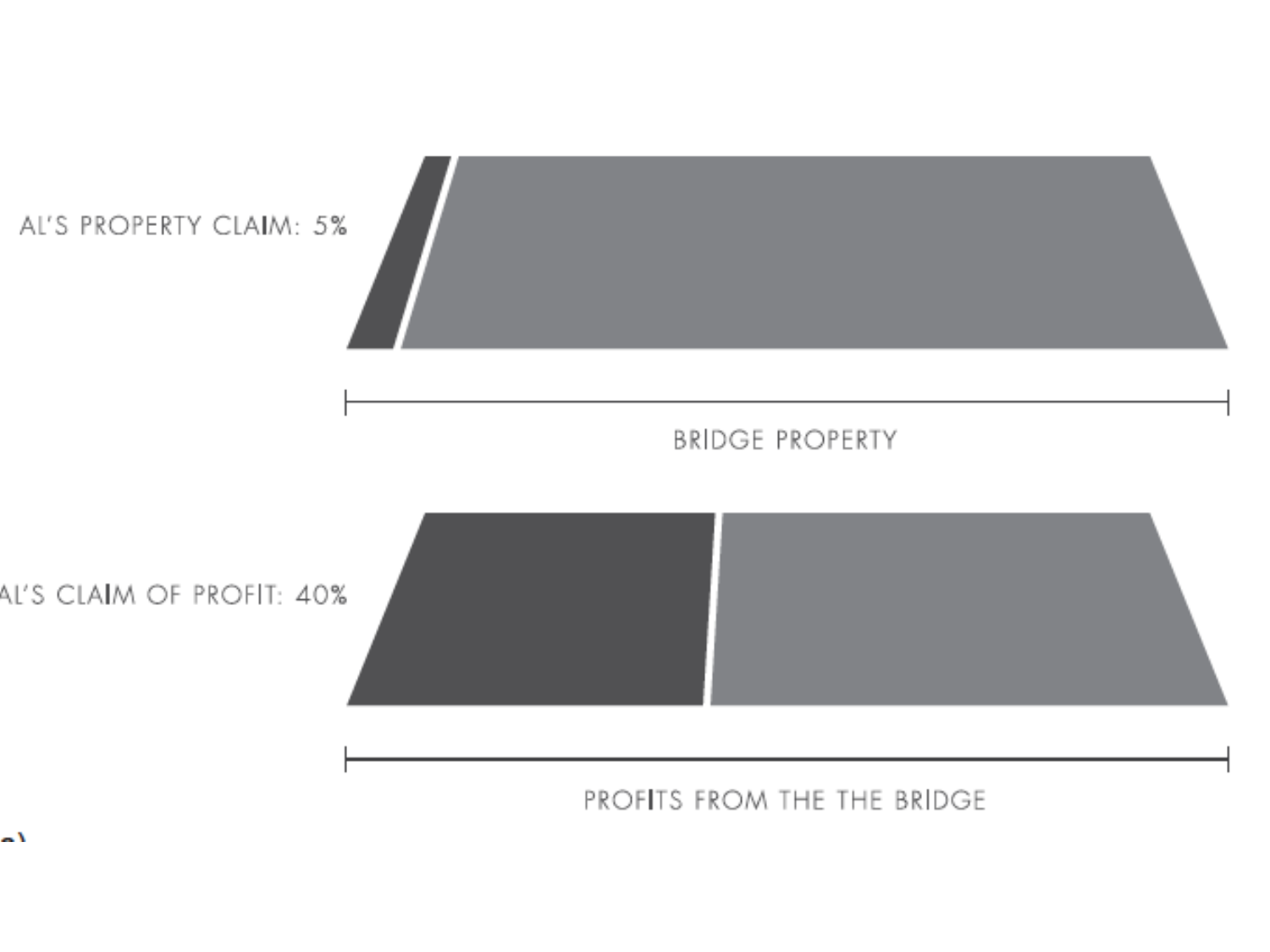AL'S PROPERTY CLAIM: 5%

BRIDGE PROPERTY

AL'S CLAIM OF PROFIT: 40%

PROFITS FROM THE THE BRIDGE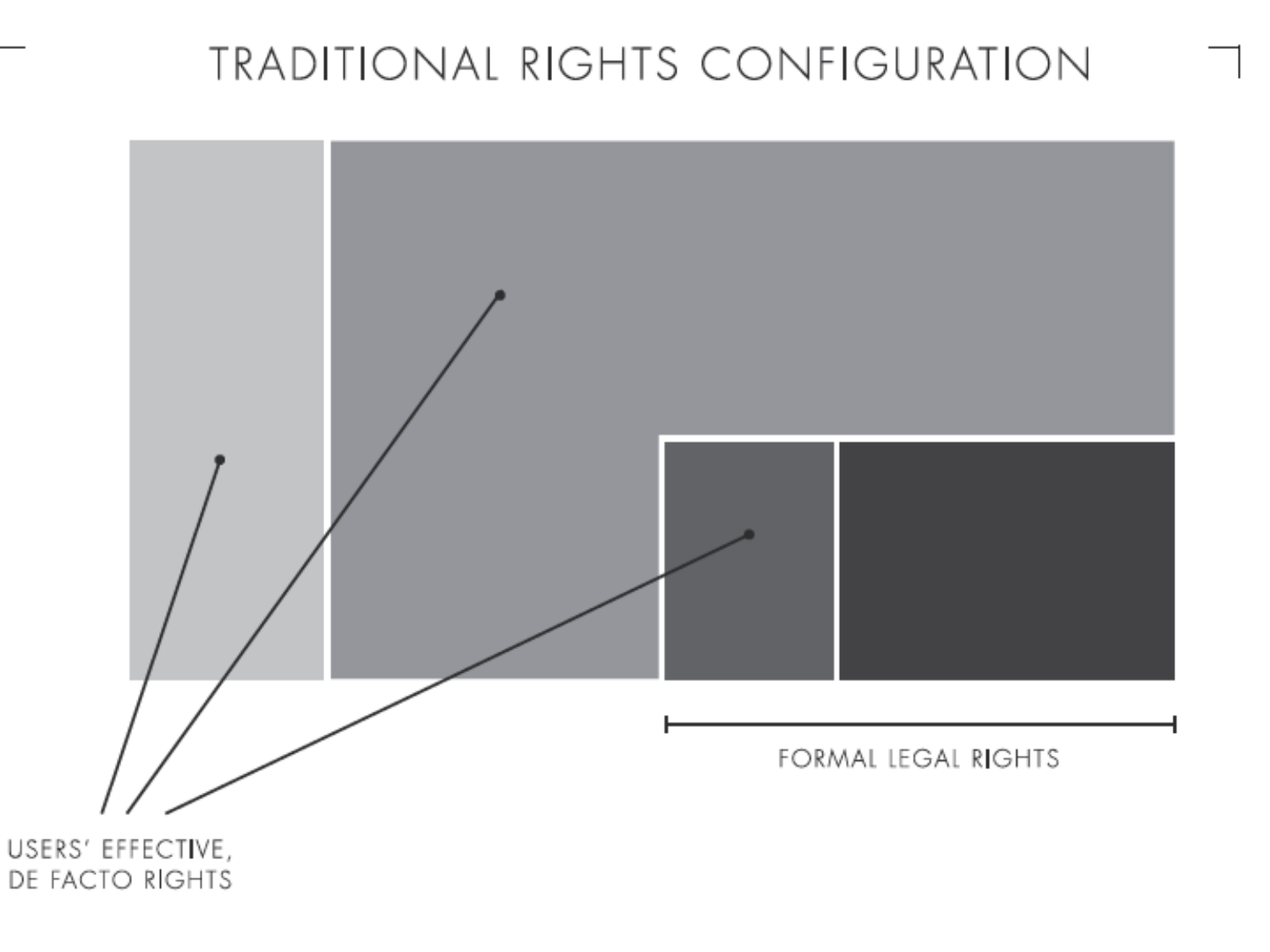# TRADITIONAL RIGHTS CONFIGURATION

USERS' EFFECTIVE, DE FACTO RIGHTS

FORMAL LEGAL RIGHTS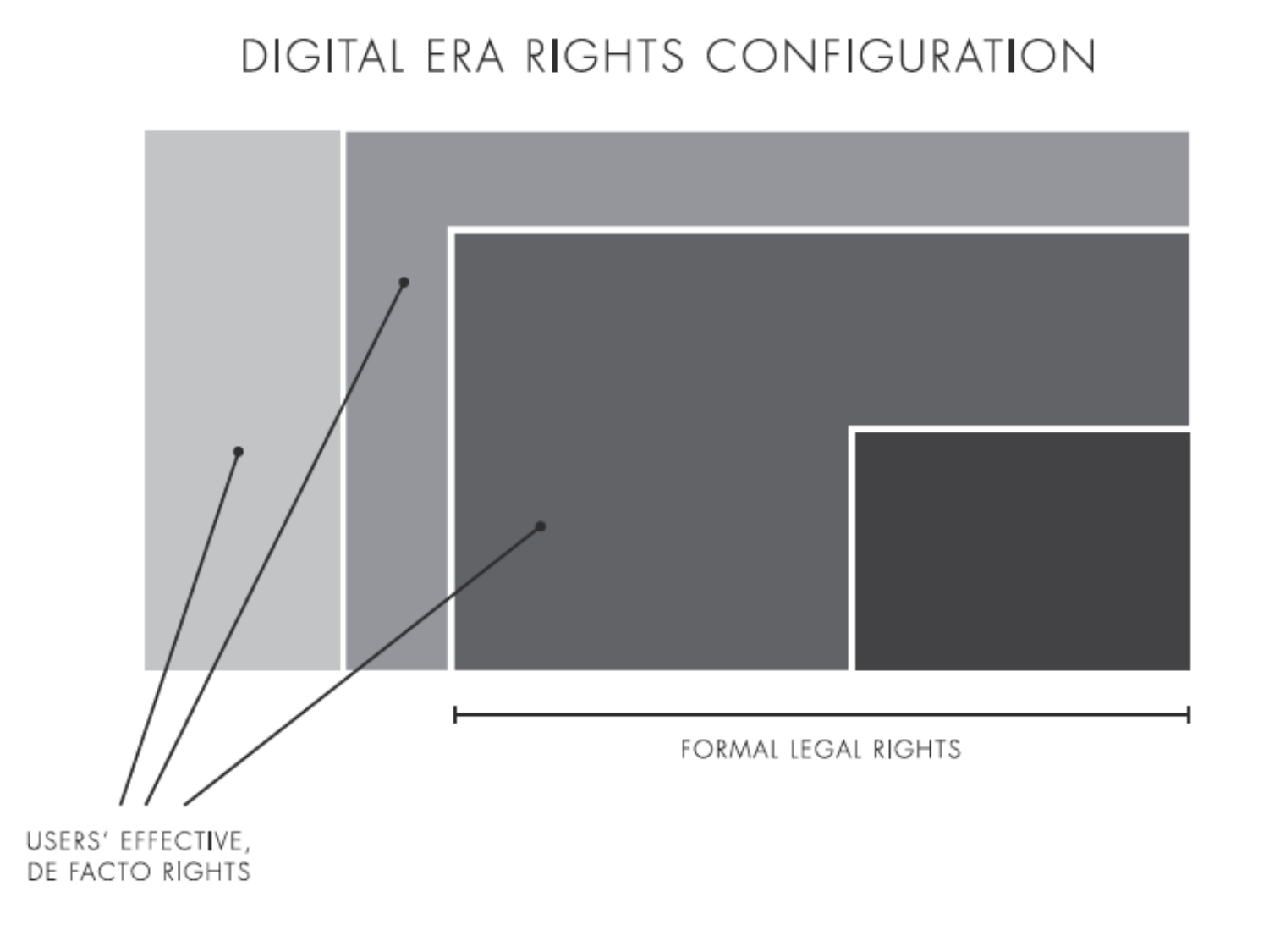DIGITAL ERA RIGHTS CONFIGURATION

FORMAL LEGAL RIGHTS

USERS' EFFECTIVE, DE FACTO RIGHTS